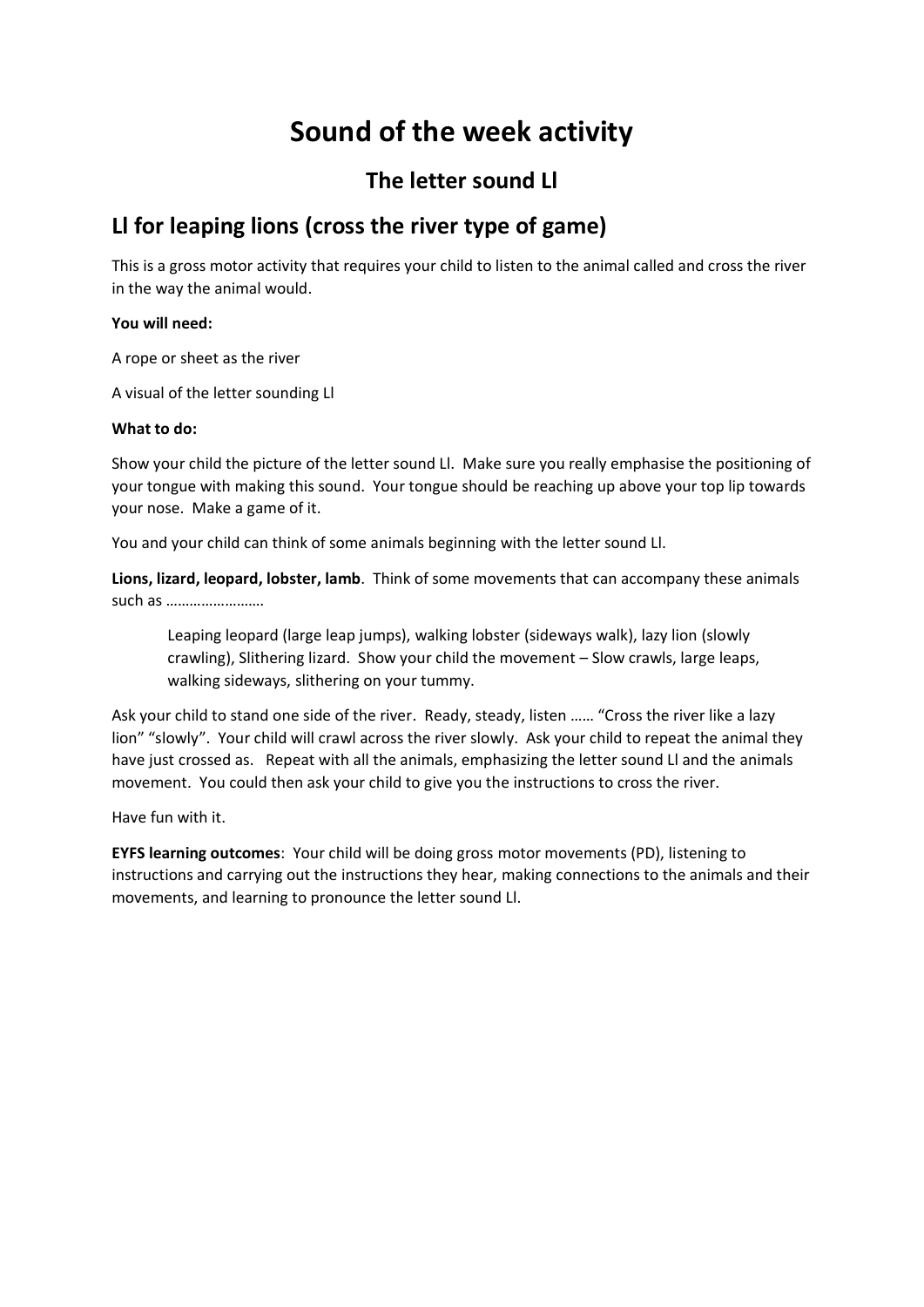# Sound of the week activity

## The letter sound Ll

## Ll for leaping lions (cross the river type of game)

This is a gross motor activity that requires your child to listen to the animal called and cross the river in the way the animal would.

**You will need:**

A rope or sheet as the river

A visual of the letter sounding Ll

**What to do:**

Show your child the picture of the letter sound Ll. Make sure you really emphasise the positioning of your tongue with making this sound. Your tongue should be reaching up above your top lip towards your nose. Make a game of it.

You and your child can think of some animals beginning with the letter sound Ll.

**Lions, lizard, leopard, lobster, lamb**. Think of some movements that can accompany these animals such as …………………….

> Leaping leopard (large leap jumps), walking lobster (sideways walk), lazy lion (slowly crawling), Slithering lizard. Show your child the movement – Slow crawls, large leaps, walking sideways, slithering on your tummy.

Ask your child to stand one side of the river. Ready, steady, listen …… "Cross the river like a lazy lion" "slowly". Your child will crawl across the river slowly. Ask your child to repeat the animal they have just crossed as. Repeat with all the animals, emphasizing the letter sound Ll and the animals movement. You could then ask your child to give you the instructions to cross the river.

Have fun with it.

**EYFS learning outcomes**: Your child will be doing gross motor movements (PD), listening to instructions and carrying out the instructions they hear, making connections to the animals and their movements, and learning to pronounce the letter sound Ll.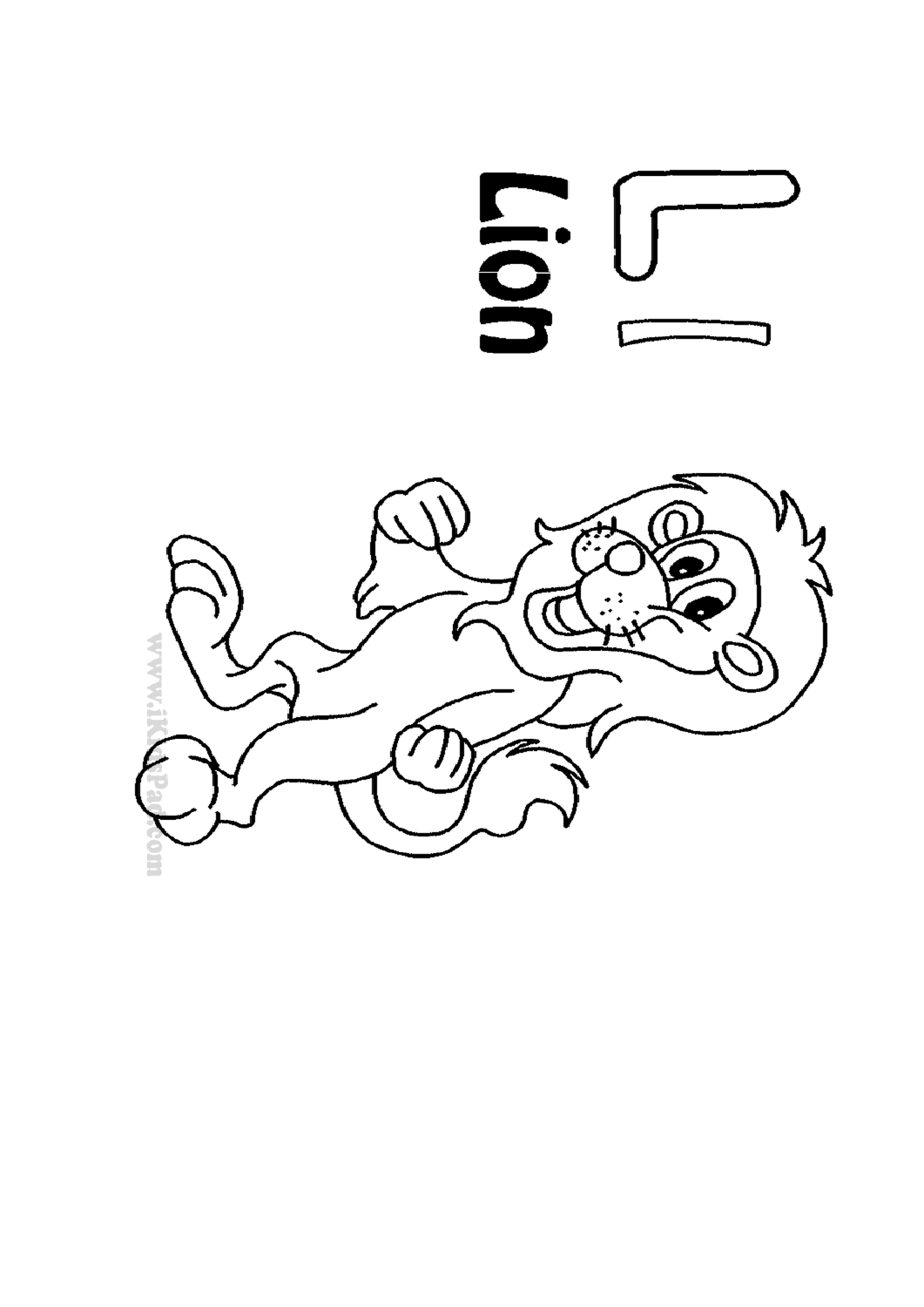L l

Lion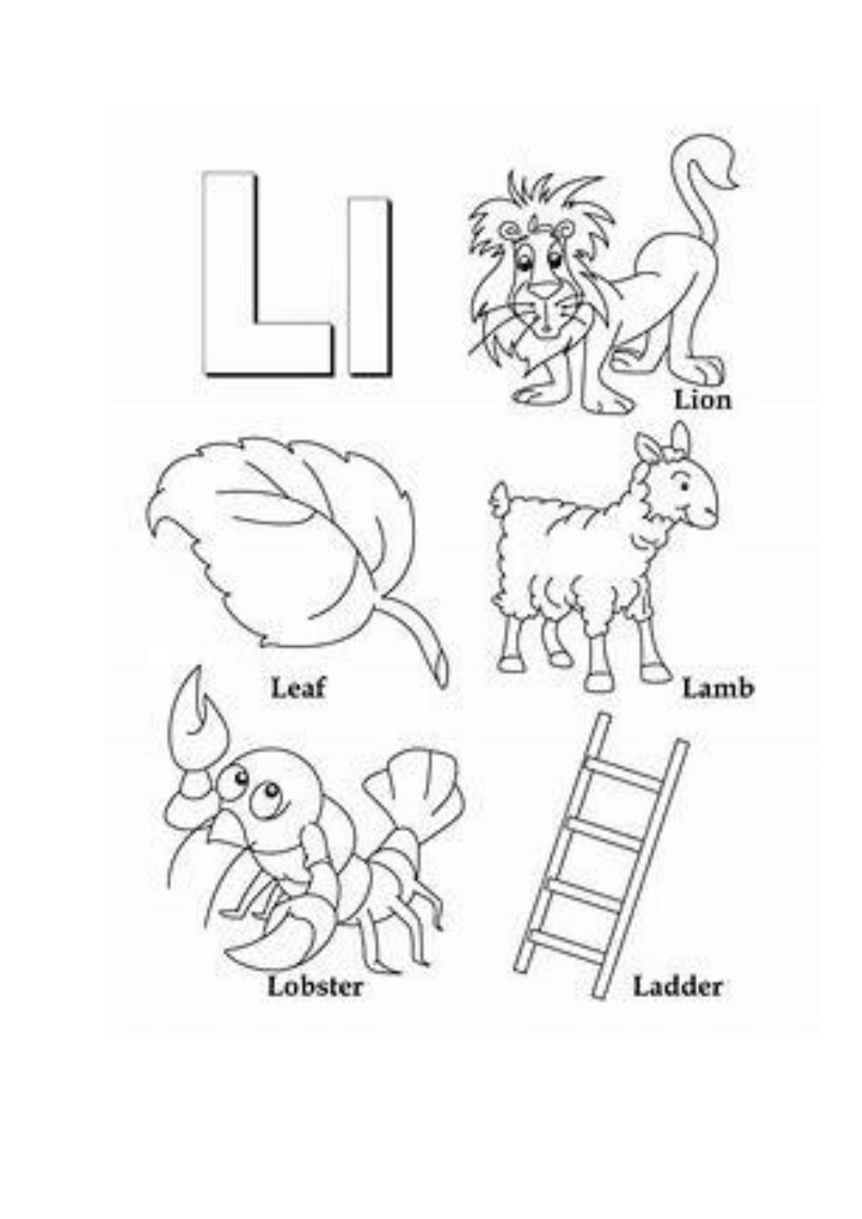# Ll

Lion

Leaf

Lamb

Lobster

Ladder